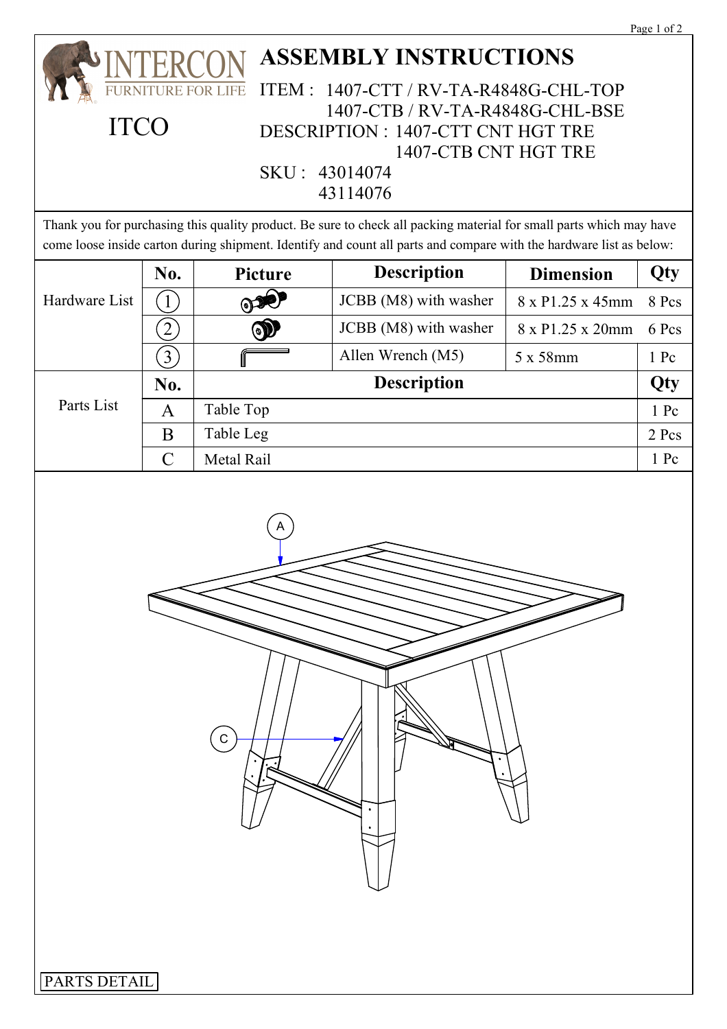INTERCON FURNITURE FOR LIFE

ITCO

# ASSEMBLY INSTRUCTIONS

ITEM : 1407-CTT / RV-TA-R4848G-CHL-TOP
1407-CTB / RV-TA-R4848G-CHL-BSE

DESCRIPTION : 1407-CTT CNT HGT TRE
1407-CTB CNT HGT TRE

SKU : 43014074
43114076

Thank you for purchasing this quality product. Be sure to check all packing material for small parts which may have come loose inside carton during shipment. Identify and count all parts and compare with the hardware list as below:

| Hardware List | No. | Picture | Description | Dimension | Qty |
|---|---|---|---|---|---|
| | 1 | | JCBB (M8) with washer | 8 x P1.25 x 45mm | 8 Pcs |
| | 2 | | JCBB (M8) with washer | 8 x P1.25 x 20mm | 6 Pcs |
| | 3 | | Allen Wrench (M5) | 5 x 58mm | 1 Pc |

| Parts List | No. | Description | Qty |
|---|---|---|---|
| | A | Table Top | 1 Pc |
| | B | Table Leg | 2 Pcs |
| | C | Metal Rail | 1 Pc |

A

C

PARTS DETAIL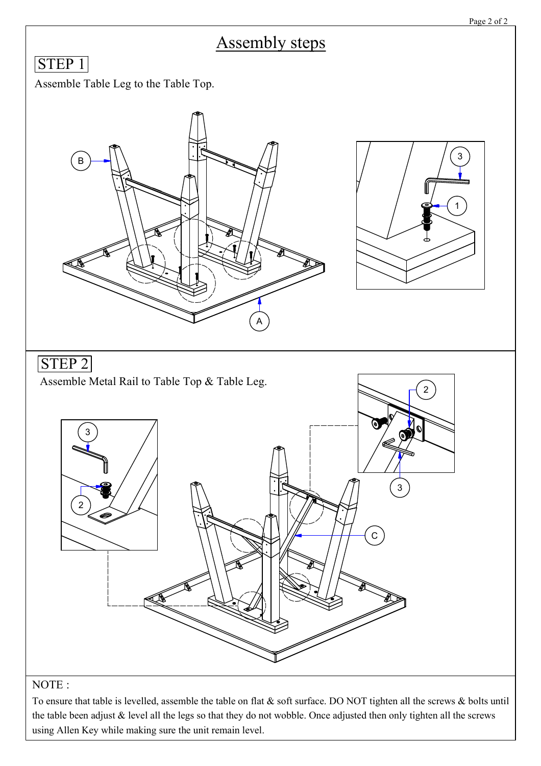# Assembly steps

## STEP 1

Assemble Table Leg to the Table Top.

B

A

3

1

## STEP 2

Assemble Metal Rail to Table Top & Table Leg.

2

3

3

2

C

NOTE :

To ensure that table is levelled, assemble the table on flat & soft surface. DO NOT tighten all the screws & bolts until the table been adjust & level all the legs so that they do not wobble. Once adjusted then only tighten all the screws using Allen Key while making sure the unit remain level.